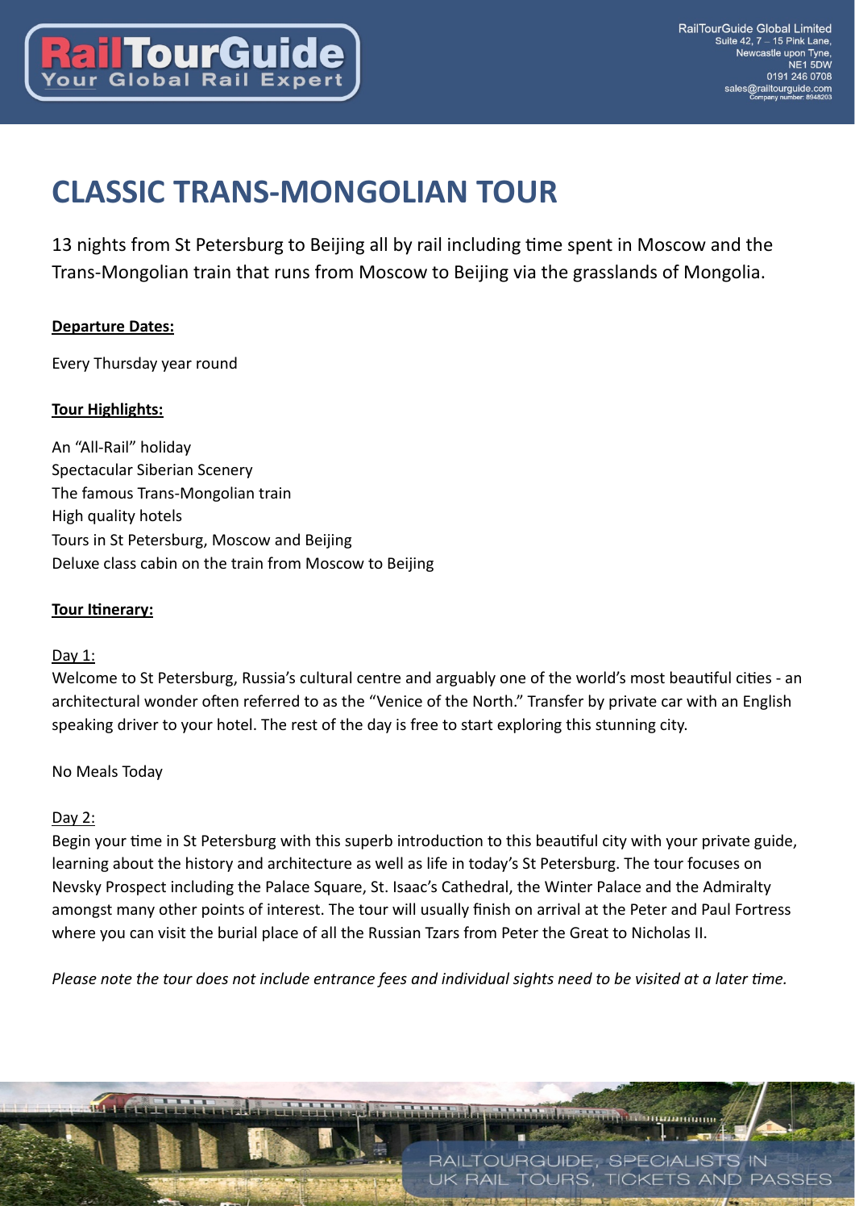# CLASSIC TRANS-MONGOLIAN TOUR

13 nights from St Petersburg to Beijing all by rail including time spent in Moscow and the Trans-Mongolian train that runs from Moscow to Beijing via the grasslands of Mongolia.

**Departure Dates:**

Every Thursday year round

**Tour Highlights:**

An "All-Rail" holiday
Spectacular Siberian Scenery
The famous Trans-Mongolian train
High quality hotels
Tours in St Petersburg, Moscow and Beijing
Deluxe class cabin on the train from Moscow to Beijing

**Tour Itinerary:**

Day 1:
Welcome to St Petersburg, Russia's cultural centre and arguably one of the world's most beautiful cities - an architectural wonder often referred to as the "Venice of the North." Transfer by private car with an English speaking driver to your hotel. The rest of the day is free to start exploring this stunning city.

No Meals Today

Day 2:
Begin your time in St Petersburg with this superb introduction to this beautiful city with your private guide, learning about the history and architecture as well as life in today's St Petersburg. The tour focuses on Nevsky Prospect including the Palace Square, St. Isaac's Cathedral, the Winter Palace and the Admiralty amongst many other points of interest. The tour will usually finish on arrival at the Peter and Paul Fortress where you can visit the burial place of all the Russian Tzars from Peter the Great to Nicholas II.

*Please note the tour does not include entrance fees and individual sights need to be visited at a later time.*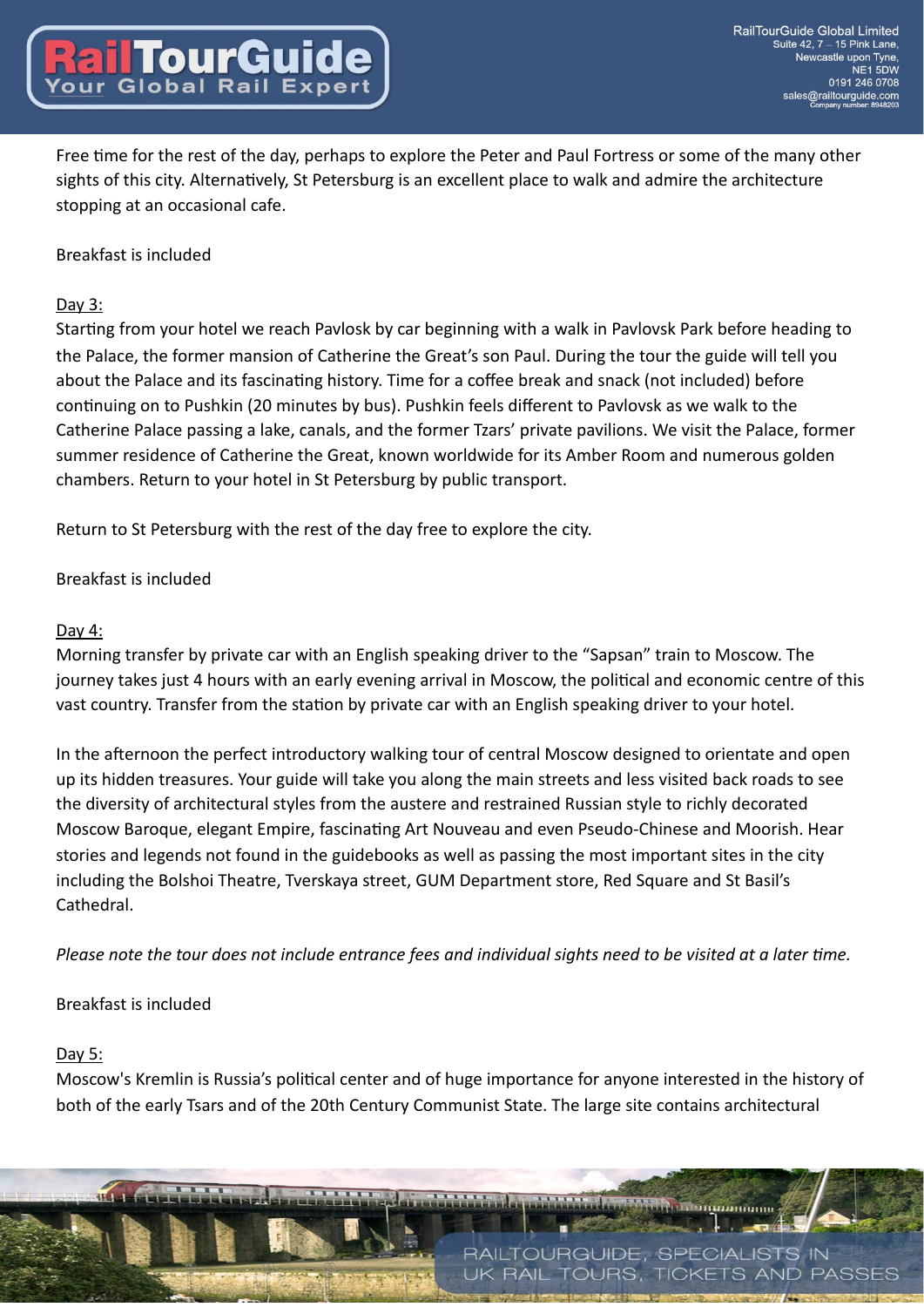Free time for the rest of the day, perhaps to explore the Peter and Paul Fortress or some of the many other sights of this city. Alternatively, St Petersburg is an excellent place to walk and admire the architecture stopping at an occasional cafe.

Breakfast is included

Day 3:

Starting from your hotel we reach Pavlosk by car beginning with a walk in Pavlovsk Park before heading to the Palace, the former mansion of Catherine the Great's son Paul. During the tour the guide will tell you about the Palace and its fascinating history. Time for a coffee break and snack (not included) before continuing on to Pushkin (20 minutes by bus). Pushkin feels different to Pavlovsk as we walk to the Catherine Palace passing a lake, canals, and the former Tzars' private pavilions. We visit the Palace, former summer residence of Catherine the Great, known worldwide for its Amber Room and numerous golden chambers. Return to your hotel in St Petersburg by public transport.

Return to St Petersburg with the rest of the day free to explore the city.

Breakfast is included

Day 4:

Morning transfer by private car with an English speaking driver to the "Sapsan" train to Moscow. The journey takes just 4 hours with an early evening arrival in Moscow, the political and economic centre of this vast country. Transfer from the station by private car with an English speaking driver to your hotel.

In the afternoon the perfect introductory walking tour of central Moscow designed to orientate and open up its hidden treasures. Your guide will take you along the main streets and less visited back roads to see the diversity of architectural styles from the austere and restrained Russian style to richly decorated Moscow Baroque, elegant Empire, fascinating Art Nouveau and even Pseudo-Chinese and Moorish. Hear stories and legends not found in the guidebooks as well as passing the most important sites in the city including the Bolshoi Theatre, Tverskaya street, GUM Department store, Red Square and St Basil's Cathedral.

*Please note the tour does not include entrance fees and individual sights need to be visited at a later time.*

Breakfast is included

Day 5:

Moscow's Kremlin is Russia's political center and of huge importance for anyone interested in the history of both of the early Tsars and of the 20th Century Communist State. The large site contains architectural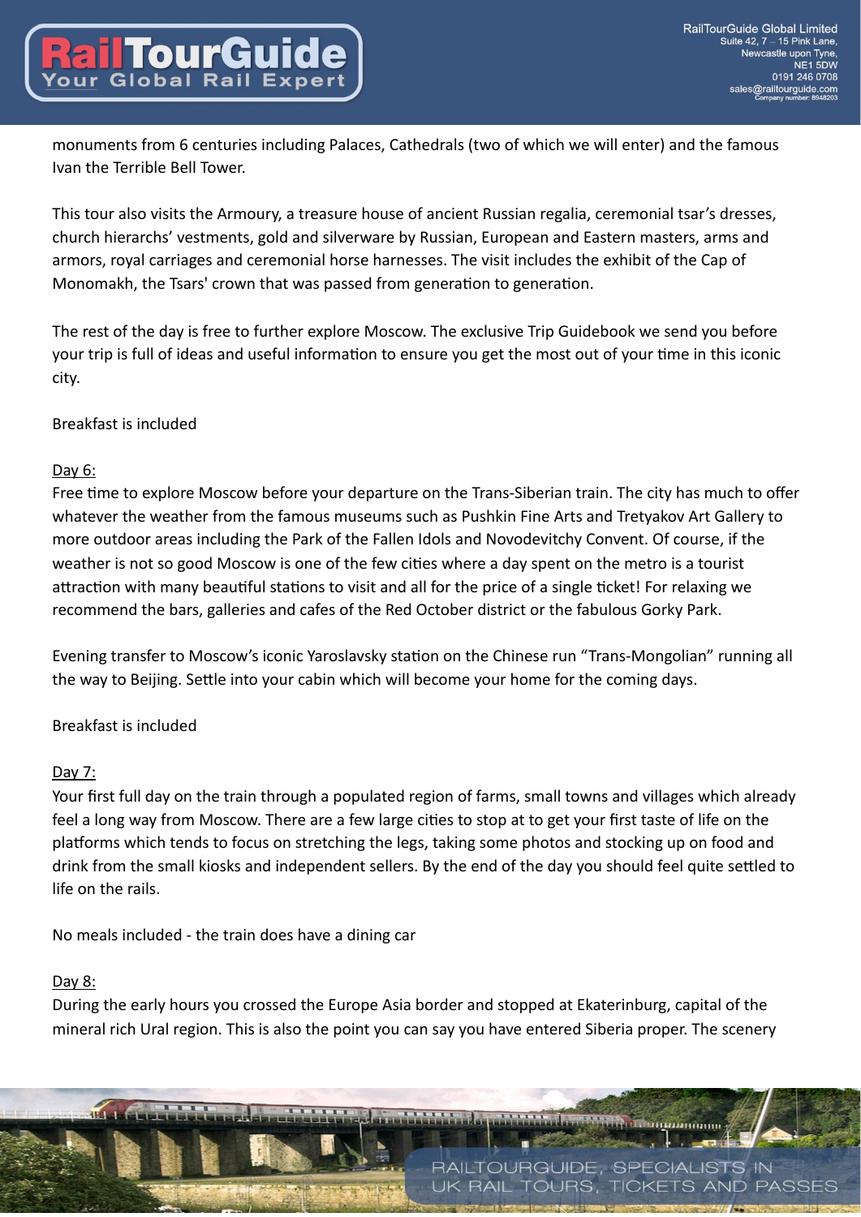monuments from 6 centuries including Palaces, Cathedrals (two of which we will enter) and the famous Ivan the Terrible Bell Tower.

This tour also visits the Armoury, a treasure house of ancient Russian regalia, ceremonial tsar's dresses, church hierarchs' vestments, gold and silverware by Russian, European and Eastern masters, arms and armors, royal carriages and ceremonial horse harnesses. The visit includes the exhibit of the Cap of Monomakh, the Tsars' crown that was passed from generation to generation.

The rest of the day is free to further explore Moscow. The exclusive Trip Guidebook we send you before your trip is full of ideas and useful information to ensure you get the most out of your time in this iconic city.

Breakfast is included

<u>Day 6:</u>

Free time to explore Moscow before your departure on the Trans-Siberian train. The city has much to offer whatever the weather from the famous museums such as Pushkin Fine Arts and Tretyakov Art Gallery to more outdoor areas including the Park of the Fallen Idols and Novodevitchy Convent. Of course, if the weather is not so good Moscow is one of the few cities where a day spent on the metro is a tourist attraction with many beautiful stations to visit and all for the price of a single ticket! For relaxing we recommend the bars, galleries and cafes of the Red October district or the fabulous Gorky Park.

Evening transfer to Moscow's iconic Yaroslavsky station on the Chinese run "Trans-Mongolian" running all the way to Beijing. Settle into your cabin which will become your home for the coming days.

Breakfast is included

<u>Day 7:</u>

Your first full day on the train through a populated region of farms, small towns and villages which already feel a long way from Moscow. There are a few large cities to stop at to get your first taste of life on the platforms which tends to focus on stretching the legs, taking some photos and stocking up on food and drink from the small kiosks and independent sellers. By the end of the day you should feel quite settled to life on the rails.

No meals included - the train does have a dining car

<u>Day 8:</u>

During the early hours you crossed the Europe Asia border and stopped at Ekaterinburg, capital of the mineral rich Ural region. This is also the point you can say you have entered Siberia proper. The scenery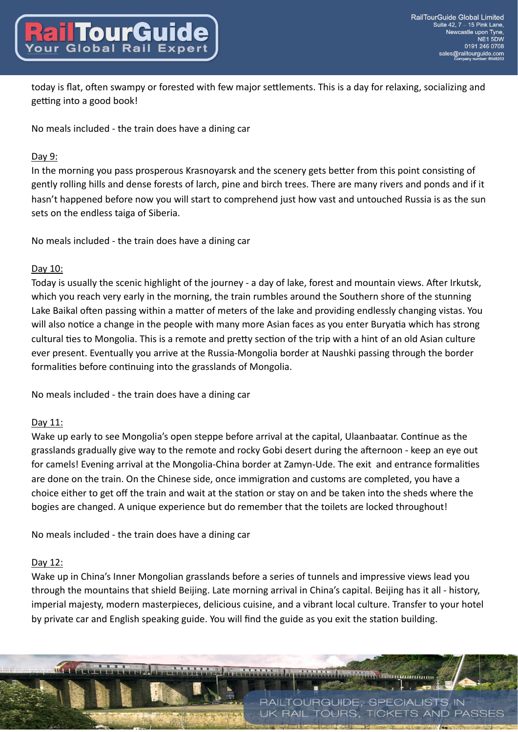today is flat, often swampy or forested with few major settlements. This is a day for relaxing, socializing and getting into a good book!

No meals included - the train does have a dining car

Day 9:

In the morning you pass prosperous Krasnoyarsk and the scenery gets better from this point consisting of gently rolling hills and dense forests of larch, pine and birch trees. There are many rivers and ponds and if it hasn't happened before now you will start to comprehend just how vast and untouched Russia is as the sun sets on the endless taiga of Siberia.

No meals included - the train does have a dining car

Day 10:

Today is usually the scenic highlight of the journey - a day of lake, forest and mountain views. After Irkutsk, which you reach very early in the morning, the train rumbles around the Southern shore of the stunning Lake Baikal often passing within a matter of meters of the lake and providing endlessly changing vistas. You will also notice a change in the people with many more Asian faces as you enter Buryatia which has strong cultural ties to Mongolia. This is a remote and pretty section of the trip with a hint of an old Asian culture ever present. Eventually you arrive at the Russia-Mongolia border at Naushki passing through the border formalities before continuing into the grasslands of Mongolia.

No meals included - the train does have a dining car

Day 11:

Wake up early to see Mongolia's open steppe before arrival at the capital, Ulaanbaatar. Continue as the grasslands gradually give way to the remote and rocky Gobi desert during the afternoon - keep an eye out for camels! Evening arrival at the Mongolia-China border at Zamyn-Ude. The exit and entrance formalities are done on the train. On the Chinese side, once immigration and customs are completed, you have a choice either to get off the train and wait at the station or stay on and be taken into the sheds where the bogies are changed. A unique experience but do remember that the toilets are locked throughout!

No meals included - the train does have a dining car

Day 12:

Wake up in China's Inner Mongolian grasslands before a series of tunnels and impressive views lead you through the mountains that shield Beijing. Late morning arrival in China's capital. Beijing has it all - history, imperial majesty, modern masterpieces, delicious cuisine, and a vibrant local culture. Transfer to your hotel by private car and English speaking guide. You will find the guide as you exit the station building.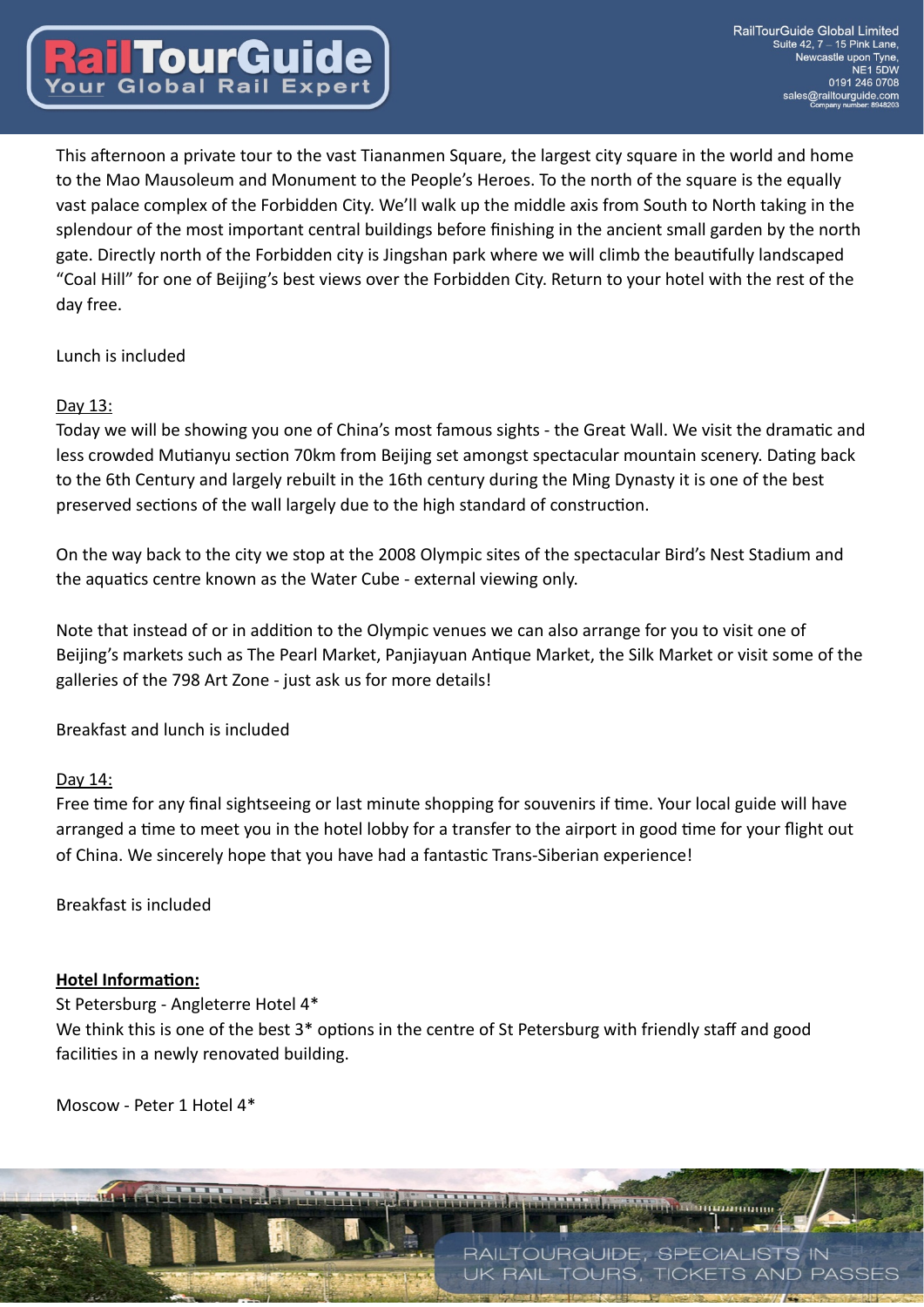This afternoon a private tour to the vast Tiananmen Square, the largest city square in the world and home to the Mao Mausoleum and Monument to the People's Heroes. To the north of the square is the equally vast palace complex of the Forbidden City. We'll walk up the middle axis from South to North taking in the splendour of the most important central buildings before finishing in the ancient small garden by the north gate. Directly north of the Forbidden city is Jingshan park where we will climb the beautifully landscaped "Coal Hill" for one of Beijing's best views over the Forbidden City. Return to your hotel with the rest of the day free.

Lunch is included

Day 13:

Today we will be showing you one of China's most famous sights - the Great Wall. We visit the dramatic and less crowded Mutianyu section 70km from Beijing set amongst spectacular mountain scenery. Dating back to the 6th Century and largely rebuilt in the 16th century during the Ming Dynasty it is one of the best preserved sections of the wall largely due to the high standard of construction.

On the way back to the city we stop at the 2008 Olympic sites of the spectacular Bird's Nest Stadium and the aquatics centre known as the Water Cube - external viewing only.

Note that instead of or in addition to the Olympic venues we can also arrange for you to visit one of Beijing's markets such as The Pearl Market, Panjiayuan Antique Market, the Silk Market or visit some of the galleries of the 798 Art Zone - just ask us for more details!

Breakfast and lunch is included

Day 14:

Free time for any final sightseeing or last minute shopping for souvenirs if time. Your local guide will have arranged a time to meet you in the hotel lobby for a transfer to the airport in good time for your flight out of China. We sincerely hope that you have had a fantastic Trans-Siberian experience!

Breakfast is included

**Hotel Information:**

St Petersburg - Angleterre Hotel 4*

We think this is one of the best 3* options in the centre of St Petersburg with friendly staff and good facilities in a newly renovated building.

Moscow - Peter 1 Hotel 4*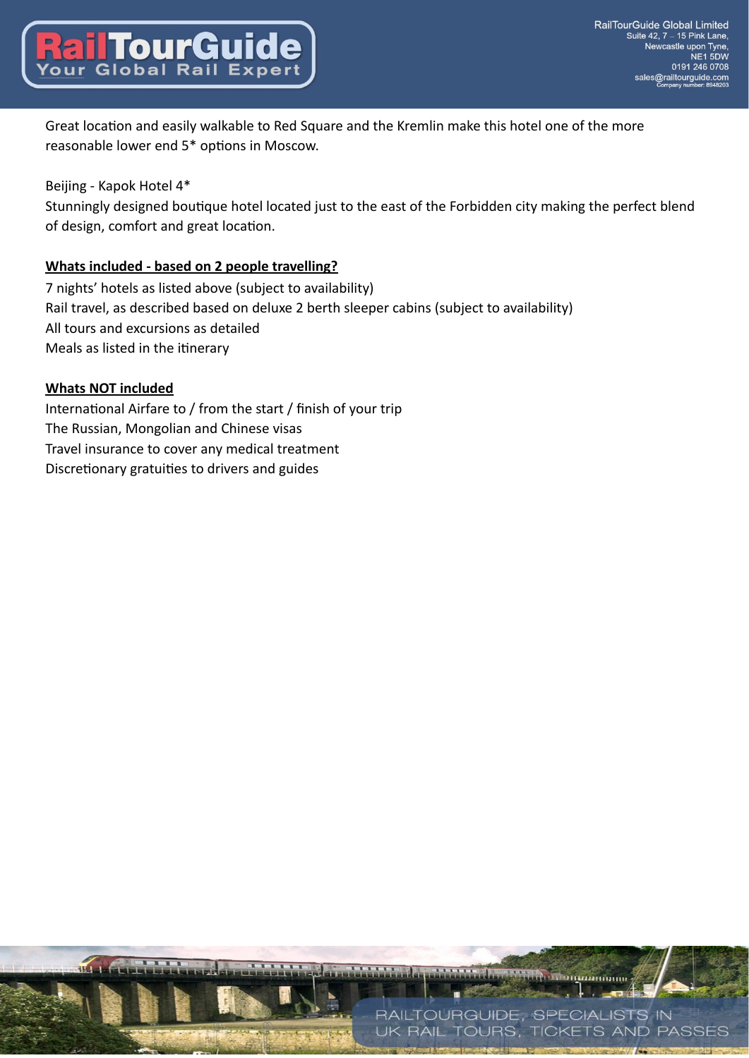Great location and easily walkable to Red Square and the Kremlin make this hotel one of the more reasonable lower end 5* options in Moscow.

Beijing - Kapok Hotel 4*

Stunningly designed boutique hotel located just to the east of the Forbidden city making the perfect blend of design, comfort and great location.

**Whats included - based on 2 people travelling?**

7 nights' hotels as listed above (subject to availability)

Rail travel, as described based on deluxe 2 berth sleeper cabins (subject to availability)

All tours and excursions as detailed

Meals as listed in the itinerary

**Whats NOT included**

International Airfare to / from the start / finish of your trip

The Russian, Mongolian and Chinese visas

Travel insurance to cover any medical treatment

Discretionary gratuities to drivers and guides